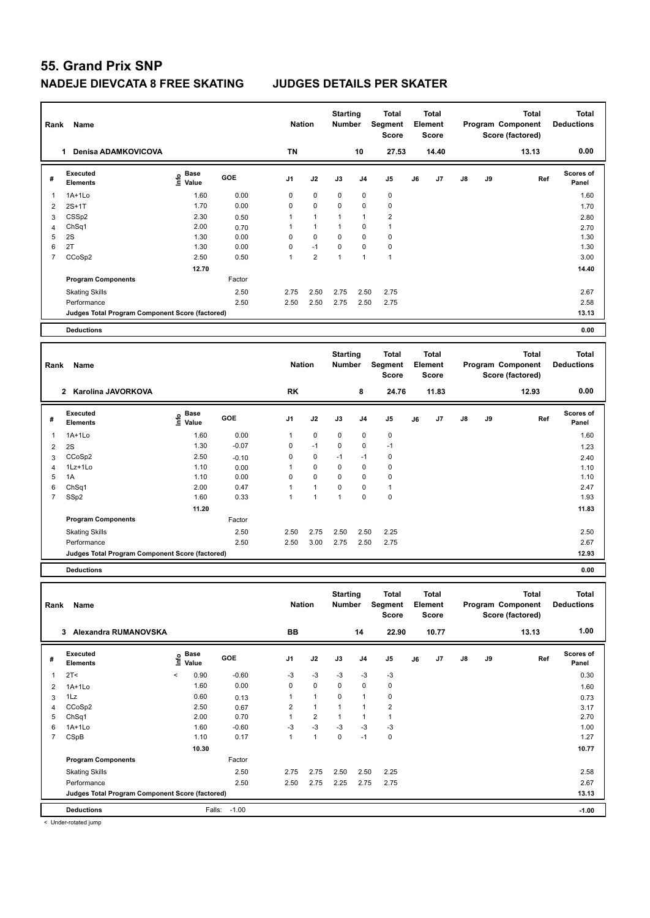# 55. Grand Prix SNP

## NADEJE DIEVCATA 8 FREE SKATING — JUDGES DETAILS PER SKATER

| Rank | Name | Nation | Starting Number | Total Segment Score | Total Element Score | Total Program Component Score (factored) | Total Deductions |
|---|---|---|---|---|---|---|---|
| 1 | Denisa ADAMKOVICOVA | TN | 10 | 27.53 | 14.40 | 13.13 | 0.00 |

| # | Executed Elements | Info | Base Value | GOE | J1 | J2 | J3 | J4 | J5 | J6 | J7 | J8 | J9 | Ref | Scores of Panel |
|---|---|---|---|---|---|---|---|---|---|---|---|---|---|---|---|
| 1 | 1A+1Lo | | 1.60 | 0.00 | 0 | 0 | 0 | 0 | 0 | | | | | | 1.60 |
| 2 | 2S+1T | | 1.70 | 0.00 | 0 | 0 | 0 | 0 | 0 | | | | | | 1.70 |
| 3 | CSSp2 | | 2.30 | 0.50 | 1 | 1 | 1 | 1 | 2 | | | | | | 2.80 |
| 4 | ChSq1 | | 2.00 | 0.70 | 1 | 1 | 1 | 0 | 1 | | | | | | 2.70 |
| 5 | 2S | | 1.30 | 0.00 | 0 | 0 | 0 | 0 | 0 | | | | | | 1.30 |
| 6 | 2T | | 1.30 | 0.00 | 0 | -1 | 0 | 0 | 0 | | | | | | 1.30 |
| 7 | CCoSp2 | | 2.50 | 0.50 | 1 | 2 | 1 | 1 | 1 | | | | | | 3.00 |
| | | | 12.70 | | | | | | | | | | | | 14.40 |
| | **Program Components** | | | Factor | | | | | | | | | | | |
| | Skating Skills | | | 2.50 | 2.75 | 2.50 | 2.75 | 2.50 | 2.75 | | | | | | 2.67 |
| | Performance | | | 2.50 | 2.50 | 2.50 | 2.75 | 2.50 | 2.75 | | | | | | 2.58 |
| | Judges Total Program Component Score (factored) | | | | | | | | | | | | | | 13.13 |
| | **Deductions** | | | | | | | | | | | | | | 0.00 |

| Rank | Name | Nation | Starting Number | Total Segment Score | Total Element Score | Total Program Component Score (factored) | Total Deductions |
|---|---|---|---|---|---|---|---|
| 2 | Karolina JAVORKOVA | RK | 8 | 24.76 | 11.83 | 12.93 | 0.00 |

| # | Executed Elements | Info | Base Value | GOE | J1 | J2 | J3 | J4 | J5 | J6 | J7 | J8 | J9 | Ref | Scores of Panel |
|---|---|---|---|---|---|---|---|---|---|---|---|---|---|---|---|
| 1 | 1A+1Lo | | 1.60 | 0.00 | 1 | 0 | 0 | 0 | 0 | | | | | | 1.60 |
| 2 | 2S | | 1.30 | -0.07 | 0 | -1 | 0 | 0 | -1 | | | | | | 1.23 |
| 3 | CCoSp2 | | 2.50 | -0.10 | 0 | 0 | -1 | -1 | 0 | | | | | | 2.40 |
| 4 | 1Lz+1Lo | | 1.10 | 0.00 | 1 | 0 | 0 | 0 | 0 | | | | | | 1.10 |
| 5 | 1A | | 1.10 | 0.00 | 0 | 0 | 0 | 0 | 0 | | | | | | 1.10 |
| 6 | ChSq1 | | 2.00 | 0.47 | 1 | 1 | 0 | 0 | 1 | | | | | | 2.47 |
| 7 | SSp2 | | 1.60 | 0.33 | 1 | 1 | 1 | 0 | 0 | | | | | | 1.93 |
| | | | 11.20 | | | | | | | | | | | | 11.83 |
| | **Program Components** | | | Factor | | | | | | | | | | | |
| | Skating Skills | | | 2.50 | 2.50 | 2.75 | 2.50 | 2.50 | 2.25 | | | | | | 2.50 |
| | Performance | | | 2.50 | 2.50 | 3.00 | 2.75 | 2.50 | 2.75 | | | | | | 2.67 |
| | Judges Total Program Component Score (factored) | | | | | | | | | | | | | | 12.93 |
| | **Deductions** | | | | | | | | | | | | | | 0.00 |

| Rank | Name | Nation | Starting Number | Total Segment Score | Total Element Score | Total Program Component Score (factored) | Total Deductions |
|---|---|---|---|---|---|---|---|
| 3 | Alexandra RUMANOVSKA | BB | 14 | 22.90 | 10.77 | 13.13 | 1.00 |

| # | Executed Elements | Info | Base Value | GOE | J1 | J2 | J3 | J4 | J5 | J6 | J7 | J8 | J9 | Ref | Scores of Panel |
|---|---|---|---|---|---|---|---|---|---|---|---|---|---|---|---|
| 1 | 2T< | < | 0.90 | -0.60 | -3 | -3 | -3 | -3 | -3 | | | | | | 0.30 |
| 2 | 1A+1Lo | | 1.60 | 0.00 | 0 | 0 | 0 | 0 | 0 | | | | | | 1.60 |
| 3 | 1Lz | | 0.60 | 0.13 | 1 | 1 | 0 | 1 | 0 | | | | | | 0.73 |
| 4 | CCoSp2 | | 2.50 | 0.67 | 2 | 1 | 1 | 1 | 2 | | | | | | 3.17 |
| 5 | ChSq1 | | 2.00 | 0.70 | 1 | 2 | 1 | 1 | 1 | | | | | | 2.70 |
| 6 | 1A+1Lo | | 1.60 | -0.60 | -3 | -3 | -3 | -3 | -3 | | | | | | 1.00 |
| 7 | CSpB | | 1.10 | 0.17 | 1 | 1 | 0 | -1 | 0 | | | | | | 1.27 |
| | | | 10.30 | | | | | | | | | | | | 10.77 |
| | **Program Components** | | | Factor | | | | | | | | | | | |
| | Skating Skills | | | 2.50 | 2.75 | 2.75 | 2.50 | 2.50 | 2.25 | | | | | | 2.58 |
| | Performance | | | 2.50 | 2.50 | 2.75 | 2.25 | 2.75 | 2.75 | | | | | | 2.67 |
| | Judges Total Program Component Score (factored) | | | | | | | | | | | | | | 13.13 |
| | **Deductions** | | | Falls: -1.00 | | | | | | | | | | | -1.00 |

< Under-rotated jump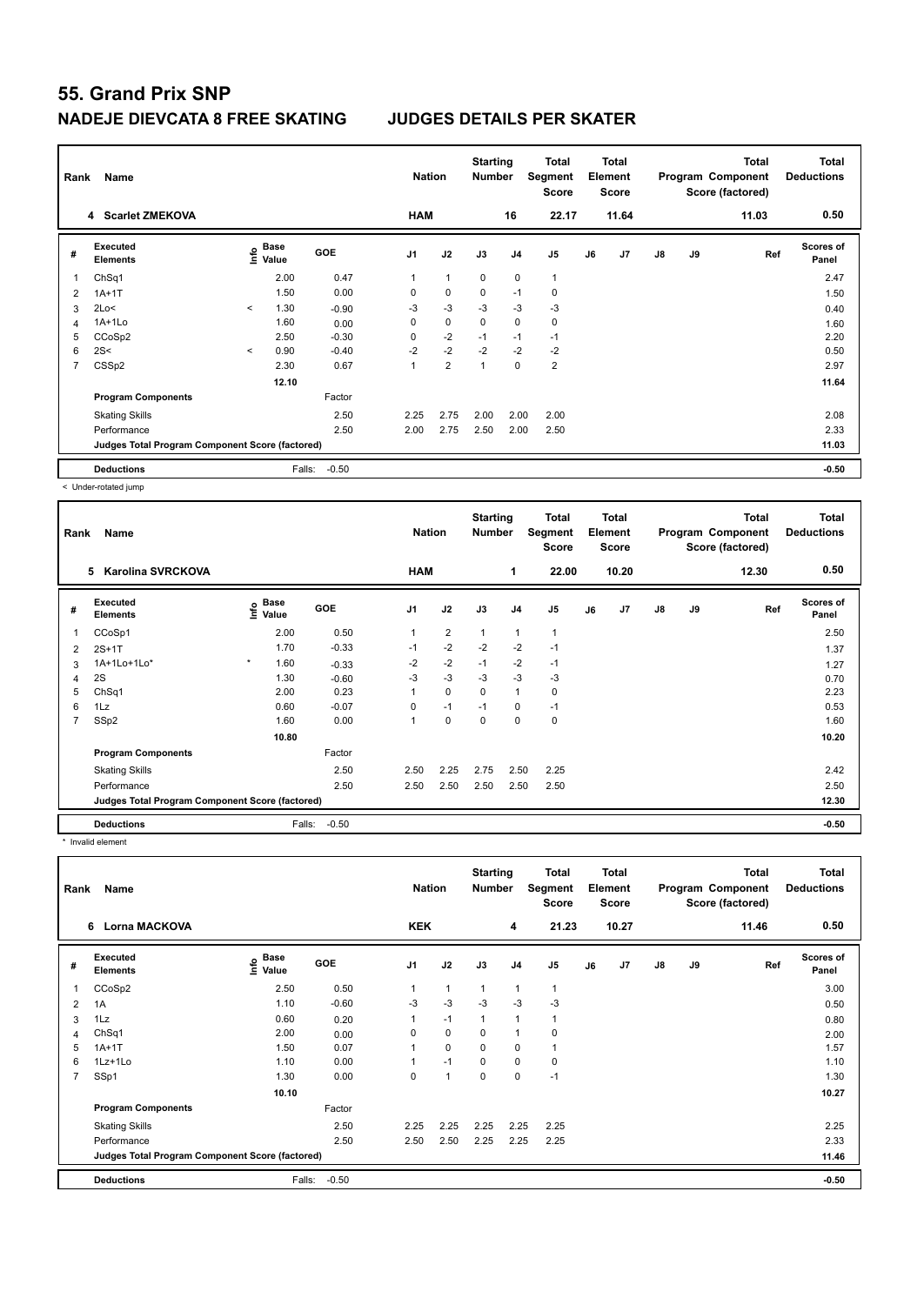# 55. Grand Prix SNP

## NADEJE DIEVCATA 8 FREE SKATING JUDGES DETAILS PER SKATER

| Rank | Name | Nation | Starting Number | Total Segment Score | Total Element Score | Total Program Component Score (factored) | Total Deductions |
|---|---|---|---|---|---|---|---|
| 4 | Scarlet ZMEKOVA | HAM | 16 | 22.17 | 11.64 | 11.03 | 0.50 |

| # | Executed Elements | Info | Base Value | GOE | J1 | J2 | J3 | J4 | J5 | J6 | J7 | J8 | J9 | Ref | Scores of Panel |
|---|---|---|---|---|---|---|---|---|---|---|---|---|---|---|---|
| 1 | ChSq1 | | 2.00 | 0.47 | 1 | 1 | 0 | 0 | 1 | | | | | | 2.47 |
| 2 | 1A+1T | | 1.50 | 0.00 | 0 | 0 | 0 | -1 | 0 | | | | | | 1.50 |
| 3 | 2Lo< | < | 1.30 | -0.90 | -3 | -3 | -3 | -3 | -3 | | | | | | 0.40 |
| 4 | 1A+1Lo | | 1.60 | 0.00 | 0 | 0 | 0 | 0 | 0 | | | | | | 1.60 |
| 5 | CCoSp2 | | 2.50 | -0.30 | 0 | -2 | -1 | -1 | -1 | | | | | | 2.20 |
| 6 | 2S< | < | 0.90 | -0.40 | -2 | -2 | -2 | -2 | -2 | | | | | | 0.50 |
| 7 | CSSp2 | | 2.30 | 0.67 | 1 | 2 | 1 | 0 | 2 | | | | | | 2.97 |
| | | | 12.10 | | | | | | | | | | | | 11.64 |
| | **Program Components** | | | Factor | | | | | | | | | | | |
| | Skating Skills | | | 2.50 | 2.25 | 2.75 | 2.00 | 2.00 | 2.00 | | | | | | 2.08 |
| | Performance | | | 2.50 | 2.00 | 2.75 | 2.50 | 2.00 | 2.50 | | | | | | 2.33 |
| | **Judges Total Program Component Score (factored)** | | | | | | | | | | | | | | 11.03 |
| | **Deductions** | | Falls: | -0.50 | | | | | | | | | | | -0.50 |

< Under-rotated jump

| Rank | Name | Nation | Starting Number | Total Segment Score | Total Element Score | Total Program Component Score (factored) | Total Deductions |
|---|---|---|---|---|---|---|---|
| 5 | Karolina SVRCKOVA | HAM | 1 | 22.00 | 10.20 | 12.30 | 0.50 |

| # | Executed Elements | Info | Base Value | GOE | J1 | J2 | J3 | J4 | J5 | J6 | J7 | J8 | J9 | Ref | Scores of Panel |
|---|---|---|---|---|---|---|---|---|---|---|---|---|---|---|---|
| 1 | CCoSp1 | | 2.00 | 0.50 | 1 | 2 | 1 | 1 | 1 | | | | | | 2.50 |
| 2 | 2S+1T | | 1.70 | -0.33 | -1 | -2 | -2 | -2 | -1 | | | | | | 1.37 |
| 3 | 1A+1Lo+1Lo* | * | 1.60 | -0.33 | -2 | -2 | -1 | -2 | -1 | | | | | | 1.27 |
| 4 | 2S | | 1.30 | -0.60 | -3 | -3 | -3 | -3 | -3 | | | | | | 0.70 |
| 5 | ChSq1 | | 2.00 | 0.23 | 1 | 0 | 0 | 1 | 0 | | | | | | 2.23 |
| 6 | 1Lz | | 0.60 | -0.07 | 0 | -1 | -1 | 0 | -1 | | | | | | 0.53 |
| 7 | SSp2 | | 1.60 | 0.00 | 1 | 0 | 0 | 0 | 0 | | | | | | 1.60 |
| | | | 10.80 | | | | | | | | | | | | 10.20 |
| | **Program Components** | | | Factor | | | | | | | | | | | |
| | Skating Skills | | | 2.50 | 2.50 | 2.25 | 2.75 | 2.50 | 2.25 | | | | | | 2.42 |
| | Performance | | | 2.50 | 2.50 | 2.50 | 2.50 | 2.50 | 2.50 | | | | | | 2.50 |
| | **Judges Total Program Component Score (factored)** | | | | | | | | | | | | | | 12.30 |
| | **Deductions** | | Falls: | -0.50 | | | | | | | | | | | -0.50 |

* Invalid element

| Rank | Name | Nation | Starting Number | Total Segment Score | Total Element Score | Total Program Component Score (factored) | Total Deductions |
|---|---|---|---|---|---|---|---|
| 6 | Lorna MACKOVA | KEK | 4 | 21.23 | 10.27 | 11.46 | 0.50 |

| # | Executed Elements | Info | Base Value | GOE | J1 | J2 | J3 | J4 | J5 | J6 | J7 | J8 | J9 | Ref | Scores of Panel |
|---|---|---|---|---|---|---|---|---|---|---|---|---|---|---|---|
| 1 | CCoSp2 | | 2.50 | 0.50 | 1 | 1 | 1 | 1 | 1 | | | | | | 3.00 |
| 2 | 1A | | 1.10 | -0.60 | -3 | -3 | -3 | -3 | -3 | | | | | | 0.50 |
| 3 | 1Lz | | 0.60 | 0.20 | 1 | -1 | 1 | 1 | 1 | | | | | | 0.80 |
| 4 | ChSq1 | | 2.00 | 0.00 | 0 | 0 | 0 | 1 | 0 | | | | | | 2.00 |
| 5 | 1A+1T | | 1.50 | 0.07 | 1 | 0 | 0 | 0 | 1 | | | | | | 1.57 |
| 6 | 1Lz+1Lo | | 1.10 | 0.00 | 1 | -1 | 0 | 0 | 0 | | | | | | 1.10 |
| 7 | SSp1 | | 1.30 | 0.00 | 0 | 1 | 0 | 0 | -1 | | | | | | 1.30 |
| | | | 10.10 | | | | | | | | | | | | 10.27 |
| | **Program Components** | | | Factor | | | | | | | | | | | |
| | Skating Skills | | | 2.50 | 2.25 | 2.25 | 2.25 | 2.25 | 2.25 | | | | | | 2.25 |
| | Performance | | | 2.50 | 2.50 | 2.50 | 2.25 | 2.25 | 2.25 | | | | | | 2.33 |
| | **Judges Total Program Component Score (factored)** | | | | | | | | | | | | | | 11.46 |
| | **Deductions** | | Falls: | -0.50 | | | | | | | | | | | -0.50 |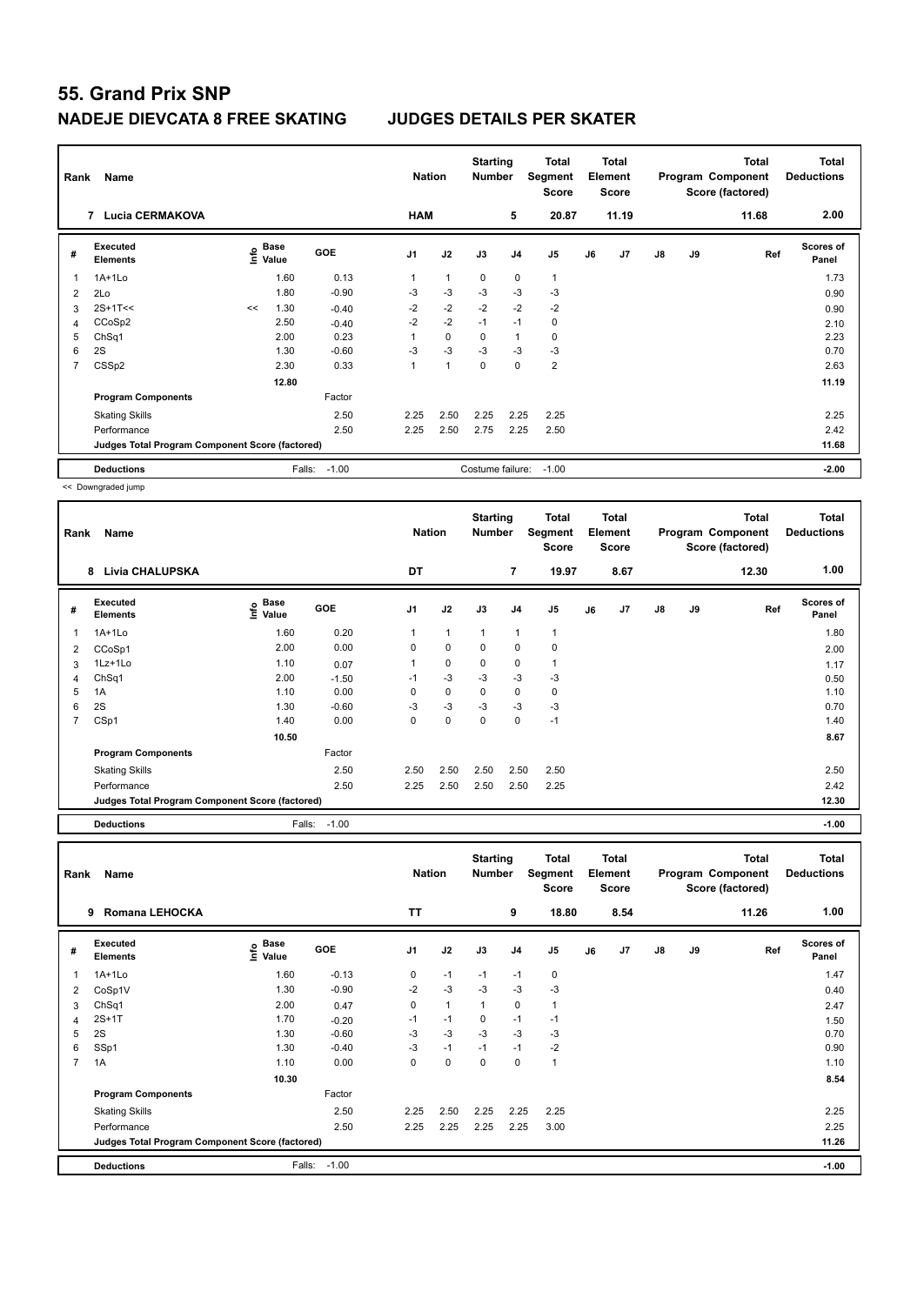# 55. Grand Prix SNP

## NADEJE DIEVCATA 8 FREE SKATING JUDGES DETAILS PER SKATER

| Rank | Name | Nation | Starting Number | Total Segment Score | Total Element Score | Total Program Component Score (factored) | Total Deductions |
|---|---|---|---|---|---|---|---|
| 7 | Lucia CERMAKOVA | HAM | 5 | 20.87 | 11.19 | 11.68 | 2.00 |

| # | Executed Elements | Info | Base Value | GOE | J1 | J2 | J3 | J4 | J5 | J6 | J7 | J8 | J9 | Ref | Scores of Panel |
|---|---|---|---|---|---|---|---|---|---|---|---|---|---|---|---|
| 1 | 1A+1Lo | | 1.60 | 0.13 | 1 | 1 | 0 | 0 | 1 | | | | | | 1.73 |
| 2 | 2Lo | | 1.80 | -0.90 | -3 | -3 | -3 | -3 | -3 | | | | | | 0.90 |
| 3 | 2S+1T<< | << | 1.30 | -0.40 | -2 | -2 | -2 | -2 | -2 | | | | | | 0.90 |
| 4 | CCoSp2 | | 2.50 | -0.40 | -2 | -2 | -1 | -1 | 0 | | | | | | 2.10 |
| 5 | ChSq1 | | 2.00 | 0.23 | 1 | 0 | 0 | 1 | 0 | | | | | | 2.23 |
| 6 | 2S | | 1.30 | -0.60 | -3 | -3 | -3 | -3 | -3 | | | | | | 0.70 |
| 7 | CSSp2 | | 2.30 | 0.33 | 1 | 1 | 0 | 0 | 2 | | | | | | 2.63 |
| | | | 12.80 | | | | | | | | | | | | 11.19 |
| | Program Components | | | Factor | | | | | | | | | | | |
| | Skating Skills | | | 2.50 | 2.25 | 2.50 | 2.25 | 2.25 | 2.25 | | | | | | 2.25 |
| | Performance | | | 2.50 | 2.25 | 2.50 | 2.75 | 2.25 | 2.50 | | | | | | 2.42 |
| | Judges Total Program Component Score (factored) | | | | | | | | | | | | | | 11.68 |
| | Deductions | | Falls: | -1.00 | | | Costume failure: | | -1.00 | | | | | | -2.00 |

<< Downgraded jump

| Rank | Name | Nation | Starting Number | Total Segment Score | Total Element Score | Total Program Component Score (factored) | Total Deductions |
|---|---|---|---|---|---|---|---|
| 8 | Livia CHALUPSKA | DT | 7 | 19.97 | 8.67 | 12.30 | 1.00 |

| # | Executed Elements | Info | Base Value | GOE | J1 | J2 | J3 | J4 | J5 | J6 | J7 | J8 | J9 | Ref | Scores of Panel |
|---|---|---|---|---|---|---|---|---|---|---|---|---|---|---|---|
| 1 | 1A+1Lo | | 1.60 | 0.20 | 1 | 1 | 1 | 1 | 1 | | | | | | 1.80 |
| 2 | CCoSp1 | | 2.00 | 0.00 | 0 | 0 | 0 | 0 | 0 | | | | | | 2.00 |
| 3 | 1Lz+1Lo | | 1.10 | 0.07 | 1 | 0 | 0 | 0 | 1 | | | | | | 1.17 |
| 4 | ChSq1 | | 2.00 | -1.50 | -1 | -3 | -3 | -3 | -3 | | | | | | 0.50 |
| 5 | 1A | | 1.10 | 0.00 | 0 | 0 | 0 | 0 | 0 | | | | | | 1.10 |
| 6 | 2S | | 1.30 | -0.60 | -3 | -3 | -3 | -3 | -3 | | | | | | 0.70 |
| 7 | CSp1 | | 1.40 | 0.00 | 0 | 0 | 0 | 0 | -1 | | | | | | 1.40 |
| | | | 10.50 | | | | | | | | | | | | 8.67 |
| | Program Components | | | Factor | | | | | | | | | | | |
| | Skating Skills | | | 2.50 | 2.50 | 2.50 | 2.50 | 2.50 | 2.50 | | | | | | 2.50 |
| | Performance | | | 2.50 | 2.25 | 2.50 | 2.50 | 2.50 | 2.25 | | | | | | 2.42 |
| | Judges Total Program Component Score (factored) | | | | | | | | | | | | | | 12.30 |
| | Deductions | | Falls: | -1.00 | | | | | | | | | | | -1.00 |

| Rank | Name | Nation | Starting Number | Total Segment Score | Total Element Score | Total Program Component Score (factored) | Total Deductions |
|---|---|---|---|---|---|---|---|
| 9 | Romana LEHOCKA | TT | 9 | 18.80 | 8.54 | 11.26 | 1.00 |

| # | Executed Elements | Info | Base Value | GOE | J1 | J2 | J3 | J4 | J5 | J6 | J7 | J8 | J9 | Ref | Scores of Panel |
|---|---|---|---|---|---|---|---|---|---|---|---|---|---|---|---|
| 1 | 1A+1Lo | | 1.60 | -0.13 | 0 | -1 | -1 | -1 | 0 | | | | | | 1.47 |
| 2 | CoSp1V | | 1.30 | -0.90 | -2 | -3 | -3 | -3 | -3 | | | | | | 0.40 |
| 3 | ChSq1 | | 2.00 | 0.47 | 0 | 1 | 1 | 0 | 1 | | | | | | 2.47 |
| 4 | 2S+1T | | 1.70 | -0.20 | -1 | -1 | 0 | -1 | -1 | | | | | | 1.50 |
| 5 | 2S | | 1.30 | -0.60 | -3 | -3 | -3 | -3 | -3 | | | | | | 0.70 |
| 6 | SSp1 | | 1.30 | -0.40 | -3 | -1 | -1 | -1 | -2 | | | | | | 0.90 |
| 7 | 1A | | 1.10 | 0.00 | 0 | 0 | 0 | 0 | 1 | | | | | | 1.10 |
| | | | 10.30 | | | | | | | | | | | | 8.54 |
| | Program Components | | | Factor | | | | | | | | | | | |
| | Skating Skills | | | 2.50 | 2.25 | 2.50 | 2.25 | 2.25 | 2.25 | | | | | | 2.25 |
| | Performance | | | 2.50 | 2.25 | 2.25 | 2.25 | 2.25 | 3.00 | | | | | | 2.25 |
| | Judges Total Program Component Score (factored) | | | | | | | | | | | | | | 11.26 |
| | Deductions | | Falls: | -1.00 | | | | | | | | | | | -1.00 |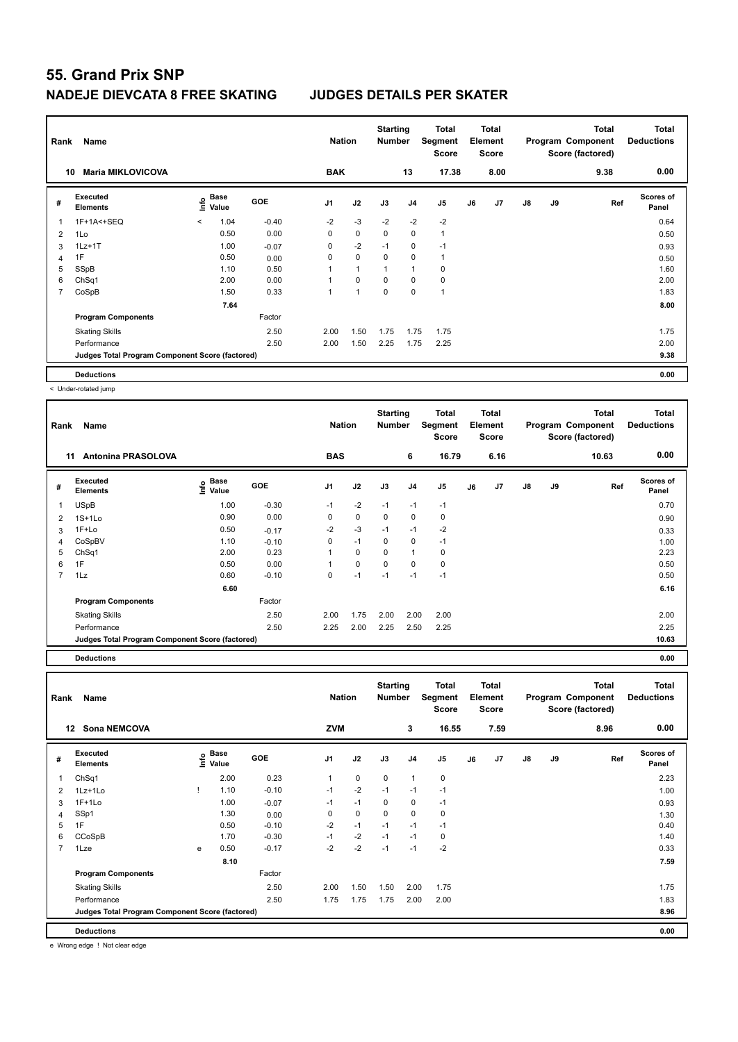# 55. Grand Prix SNP

## NADEJE DIEVCATA 8 FREE SKATING JUDGES DETAILS PER SKATER

| Rank | Name | Nation | Starting Number | Total Segment Score | Total Element Score | Total Program Component Score (factored) | Total Deductions |
|---|---|---|---|---|---|---|---|
| 10 | Maria MIKLOVICOVA | BAK | 13 | 17.38 | 8.00 | 9.38 | 0.00 |

| # | Executed Elements | Info | Base Value | GOE | J1 | J2 | J3 | J4 | J5 | J6 | J7 | J8 | J9 | Ref | Scores of Panel |
|---|---|---|---|---|---|---|---|---|---|---|---|---|---|---|---|
| 1 | 1F+1A<+SEQ | < | 1.04 | -0.40 | -2 | -3 | -2 | -2 | -2 | | | | | | 0.64 |
| 2 | 1Lo | | 0.50 | 0.00 | 0 | 0 | 0 | 0 | 1 | | | | | | 0.50 |
| 3 | 1Lz+1T | | 1.00 | -0.07 | 0 | -2 | -1 | 0 | -1 | | | | | | 0.93 |
| 4 | 1F | | 0.50 | 0.00 | 0 | 0 | 0 | 0 | 1 | | | | | | 0.50 |
| 5 | SSpB | | 1.10 | 0.50 | 1 | 1 | 1 | 1 | 0 | | | | | | 1.60 |
| 6 | ChSq1 | | 2.00 | 0.00 | 1 | 0 | 0 | 0 | 0 | | | | | | 2.00 |
| 7 | CoSpB | | 1.50 | 0.33 | 1 | 1 | 0 | 0 | 1 | | | | | | 1.83 |
| | | | 7.64 | | | | | | | | | | | | 8.00 |
| | Program Components | | | Factor | | | | | | | | | | | |
| | Skating Skills | | | 2.50 | 2.00 | 1.50 | 1.75 | 1.75 | 1.75 | | | | | | 1.75 |
| | Performance | | | 2.50 | 2.00 | 1.50 | 2.25 | 1.75 | 2.25 | | | | | | 2.00 |
| | Judges Total Program Component Score (factored) | | | | | | | | | | | | | | 9.38 |
| | Deductions | | | | | | | | | | | | | | 0.00 |

< Under-rotated jump

| Rank | Name | Nation | Starting Number | Total Segment Score | Total Element Score | Total Program Component Score (factored) | Total Deductions |
|---|---|---|---|---|---|---|---|
| 11 | Antonina PRASOLOVA | BAS | 6 | 16.79 | 6.16 | 10.63 | 0.00 |

| # | Executed Elements | Info | Base Value | GOE | J1 | J2 | J3 | J4 | J5 | J6 | J7 | J8 | J9 | Ref | Scores of Panel |
|---|---|---|---|---|---|---|---|---|---|---|---|---|---|---|---|
| 1 | USpB | | 1.00 | -0.30 | -1 | -2 | -1 | -1 | -1 | | | | | | 0.70 |
| 2 | 1S+1Lo | | 0.90 | 0.00 | 0 | 0 | 0 | 0 | 0 | | | | | | 0.90 |
| 3 | 1F+Lo | | 0.50 | -0.17 | -2 | -3 | -1 | -1 | -2 | | | | | | 0.33 |
| 4 | CoSpBV | | 1.10 | -0.10 | 0 | -1 | 0 | 0 | -1 | | | | | | 1.00 |
| 5 | ChSq1 | | 2.00 | 0.23 | 1 | 0 | 0 | 1 | 0 | | | | | | 2.23 |
| 6 | 1F | | 0.50 | 0.00 | 1 | 0 | 0 | 0 | 0 | | | | | | 0.50 |
| 7 | 1Lz | | 0.60 | -0.10 | 0 | -1 | -1 | -1 | -1 | | | | | | 0.50 |
| | | | 6.60 | | | | | | | | | | | | 6.16 |
| | Program Components | | | Factor | | | | | | | | | | | |
| | Skating Skills | | | 2.50 | 2.00 | 1.75 | 2.00 | 2.00 | 2.00 | | | | | | 2.00 |
| | Performance | | | 2.50 | 2.25 | 2.00 | 2.25 | 2.50 | 2.25 | | | | | | 2.25 |
| | Judges Total Program Component Score (factored) | | | | | | | | | | | | | | 10.63 |
| | Deductions | | | | | | | | | | | | | | 0.00 |

| Rank | Name | Nation | Starting Number | Total Segment Score | Total Element Score | Total Program Component Score (factored) | Total Deductions |
|---|---|---|---|---|---|---|---|
| 12 | Sona NEMCOVA | ZVM | 3 | 16.55 | 7.59 | 8.96 | 0.00 |

| # | Executed Elements | Info | Base Value | GOE | J1 | J2 | J3 | J4 | J5 | J6 | J7 | J8 | J9 | Ref | Scores of Panel |
|---|---|---|---|---|---|---|---|---|---|---|---|---|---|---|---|
| 1 | ChSq1 | | 2.00 | 0.23 | 1 | 0 | 0 | 1 | 0 | | | | | | 2.23 |
| 2 | 1Lz+1Lo | ! | 1.10 | -0.10 | -1 | -2 | -1 | -1 | -1 | | | | | | 1.00 |
| 3 | 1F+1Lo | | 1.00 | -0.07 | -1 | -1 | 0 | 0 | -1 | | | | | | 0.93 |
| 4 | SSp1 | | 1.30 | 0.00 | 0 | 0 | 0 | 0 | 0 | | | | | | 1.30 |
| 5 | 1F | | 0.50 | -0.10 | -2 | -1 | -1 | -1 | -1 | | | | | | 0.40 |
| 6 | CCoSpB | | 1.70 | -0.30 | -1 | -2 | -1 | -1 | 0 | | | | | | 1.40 |
| 7 | 1Lze | e | 0.50 | -0.17 | -2 | -2 | -1 | -1 | -2 | | | | | | 0.33 |
| | | | 8.10 | | | | | | | | | | | | 7.59 |
| | Program Components | | | Factor | | | | | | | | | | | |
| | Skating Skills | | | 2.50 | 2.00 | 1.50 | 1.50 | 2.00 | 1.75 | | | | | | 1.75 |
| | Performance | | | 2.50 | 1.75 | 1.75 | 1.75 | 2.00 | 2.00 | | | | | | 1.83 |
| | Judges Total Program Component Score (factored) | | | | | | | | | | | | | | 8.96 |
| | Deductions | | | | | | | | | | | | | | 0.00 |

e Wrong edge ! Not clear edge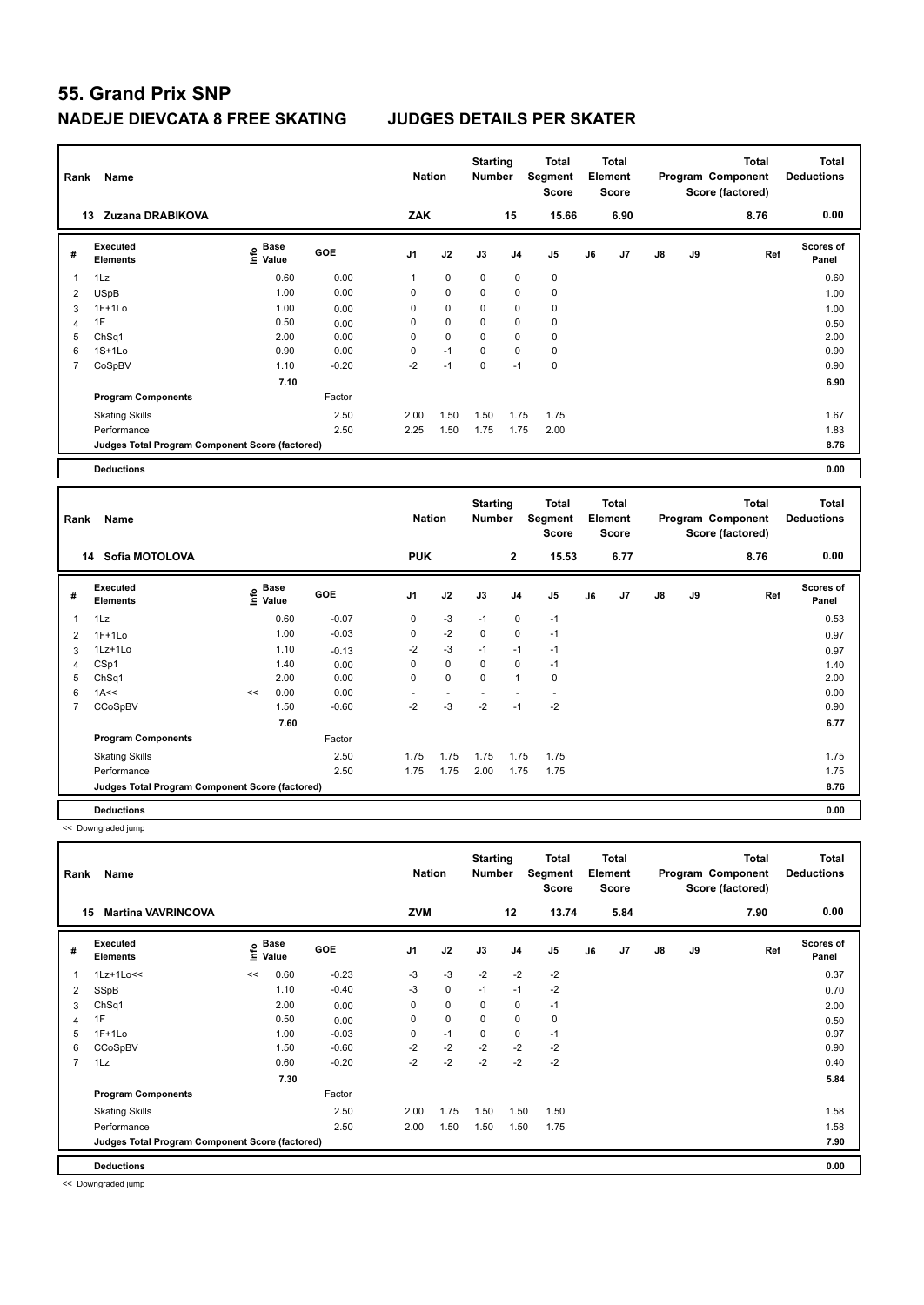# 55. Grand Prix SNP

## NADEJE DIEVCATA 8 FREE SKATING JUDGES DETAILS PER SKATER

| Rank | Name | Nation | Starting Number | Total Segment Score | Total Element Score | Total Program Component Score (factored) | Total Deductions |
|---|---|---|---|---|---|---|---|
| 13 | Zuzana DRABIKOVA | ZAK | 15 | 15.66 | 6.90 | 8.76 | 0.00 |

| # | Executed Elements | Info | Base Value | GOE | J1 | J2 | J3 | J4 | J5 | J6 | J7 | J8 | J9 | Ref | Scores of Panel |
|---|---|---|---|---|---|---|---|---|---|---|---|---|---|---|---|
| 1 | 1Lz | | 0.60 | 0.00 | 1 | 0 | 0 | 0 | 0 | | | | | | 0.60 |
| 2 | USpB | | 1.00 | 0.00 | 0 | 0 | 0 | 0 | 0 | | | | | | 1.00 |
| 3 | 1F+1Lo | | 1.00 | 0.00 | 0 | 0 | 0 | 0 | 0 | | | | | | 1.00 |
| 4 | 1F | | 0.50 | 0.00 | 0 | 0 | 0 | 0 | 0 | | | | | | 0.50 |
| 5 | ChSq1 | | 2.00 | 0.00 | 0 | 0 | 0 | 0 | 0 | | | | | | 2.00 |
| 6 | 1S+1Lo | | 0.90 | 0.00 | 0 | -1 | 0 | 0 | 0 | | | | | | 0.90 |
| 7 | CoSpBV | | 1.10 | -0.20 | -2 | -1 | 0 | -1 | 0 | | | | | | 0.90 |
| | | | 7.10 | | | | | | | | | | | | 6.90 |
| | Program Components | | | Factor | | | | | | | | | | | |
| | Skating Skills | | | 2.50 | 2.00 | 1.50 | 1.50 | 1.75 | 1.75 | | | | | | 1.67 |
| | Performance | | | 2.50 | 2.25 | 1.50 | 1.75 | 1.75 | 2.00 | | | | | | 1.83 |
| | Judges Total Program Component Score (factored) | | | | | | | | | | | | | | 8.76 |
| | Deductions | | | | | | | | | | | | | | 0.00 |

| Rank | Name | Nation | Starting Number | Total Segment Score | Total Element Score | Total Program Component Score (factored) | Total Deductions |
|---|---|---|---|---|---|---|---|
| 14 | Sofia MOTOLOVA | PUK | 2 | 15.53 | 6.77 | 8.76 | 0.00 |

| # | Executed Elements | Info | Base Value | GOE | J1 | J2 | J3 | J4 | J5 | J6 | J7 | J8 | J9 | Ref | Scores of Panel |
|---|---|---|---|---|---|---|---|---|---|---|---|---|---|---|---|
| 1 | 1Lz | | 0.60 | -0.07 | 0 | -3 | -1 | 0 | -1 | | | | | | 0.53 |
| 2 | 1F+1Lo | | 1.00 | -0.03 | 0 | -2 | 0 | 0 | -1 | | | | | | 0.97 |
| 3 | 1Lz+1Lo | | 1.10 | -0.13 | -2 | -3 | -1 | -1 | -1 | | | | | | 0.97 |
| 4 | CSp1 | | 1.40 | 0.00 | 0 | 0 | 0 | 0 | -1 | | | | | | 1.40 |
| 5 | ChSq1 | | 2.00 | 0.00 | 0 | 0 | 0 | 1 | 0 | | | | | | 2.00 |
| 6 | 1A<< | << | 0.00 | 0.00 | - | - | - | - | - | | | | | | 0.00 |
| 7 | CCoSpBV | | 1.50 | -0.60 | -2 | -3 | -2 | -1 | -2 | | | | | | 0.90 |
| | | | 7.60 | | | | | | | | | | | | 6.77 |
| | Program Components | | | Factor | | | | | | | | | | | |
| | Skating Skills | | | 2.50 | 1.75 | 1.75 | 1.75 | 1.75 | 1.75 | | | | | | 1.75 |
| | Performance | | | 2.50 | 1.75 | 1.75 | 2.00 | 1.75 | 1.75 | | | | | | 1.75 |
| | Judges Total Program Component Score (factored) | | | | | | | | | | | | | | 8.76 |
| | Deductions | | | | | | | | | | | | | | 0.00 |

<< Downgraded jump

| Rank | Name | Nation | Starting Number | Total Segment Score | Total Element Score | Total Program Component Score (factored) | Total Deductions |
|---|---|---|---|---|---|---|---|
| 15 | Martina VAVRINCOVA | ZVM | 12 | 13.74 | 5.84 | 7.90 | 0.00 |

| # | Executed Elements | Info | Base Value | GOE | J1 | J2 | J3 | J4 | J5 | J6 | J7 | J8 | J9 | Ref | Scores of Panel |
|---|---|---|---|---|---|---|---|---|---|---|---|---|---|---|---|
| 1 | 1Lz+1Lo<< | << | 0.60 | -0.23 | -3 | -3 | -2 | -2 | -2 | | | | | | 0.37 |
| 2 | SSpB | | 1.10 | -0.40 | -3 | 0 | -1 | -1 | -2 | | | | | | 0.70 |
| 3 | ChSq1 | | 2.00 | 0.00 | 0 | 0 | 0 | 0 | -1 | | | | | | 2.00 |
| 4 | 1F | | 0.50 | 0.00 | 0 | 0 | 0 | 0 | 0 | | | | | | 0.50 |
| 5 | 1F+1Lo | | 1.00 | -0.03 | 0 | -1 | 0 | 0 | -1 | | | | | | 0.97 |
| 6 | CCoSpBV | | 1.50 | -0.60 | -2 | -2 | -2 | -2 | -2 | | | | | | 0.90 |
| 7 | 1Lz | | 0.60 | -0.20 | -2 | -2 | -2 | -2 | -2 | | | | | | 0.40 |
| | | | 7.30 | | | | | | | | | | | | 5.84 |
| | Program Components | | | Factor | | | | | | | | | | | |
| | Skating Skills | | | 2.50 | 2.00 | 1.75 | 1.50 | 1.50 | 1.50 | | | | | | 1.58 |
| | Performance | | | 2.50 | 2.00 | 1.50 | 1.50 | 1.50 | 1.75 | | | | | | 1.58 |
| | Judges Total Program Component Score (factored) | | | | | | | | | | | | | | 7.90 |
| | Deductions | | | | | | | | | | | | | | 0.00 |

<< Downgraded jump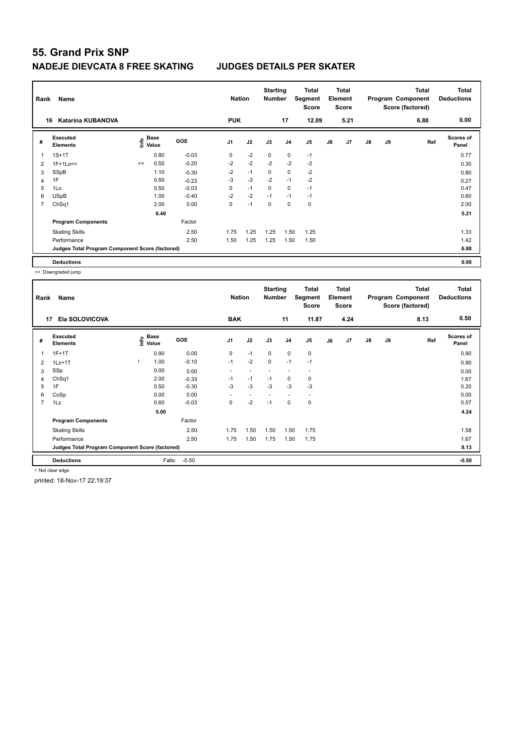# 55. Grand Prix SNP

## NADEJE DIEVCATA 8 FREE SKATING — JUDGES DETAILS PER SKATER

| Rank | Name | Nation | Starting Number | Total Segment Score | Total Element Score | Total Program Component Score (factored) | Total Deductions |
|---|---|---|---|---|---|---|---|
| 16 | Katarina KUBANOVA | PUK | 17 | 12.09 | 5.21 | 6.88 | 0.00 |

| # | Executed Elements | Info | Base Value | GOE | J1 | J2 | J3 | J4 | J5 | J6 | J7 | J8 | J9 | Ref | Scores of Panel |
|---|---|---|---|---|---|---|---|---|---|---|---|---|---|---|---|
| 1 | 1S+1T | | 0.80 | -0.03 | 0 | -2 | 0 | 0 | -1 | | | | | | 0.77 |
| 2 | 1F+1Lo<< | << | 0.50 | -0.20 | -2 | -2 | -2 | -2 | -2 | | | | | | 0.30 |
| 3 | SSpB | | 1.10 | -0.30 | -2 | -1 | 0 | 0 | -2 | | | | | | 0.80 |
| 4 | 1F | | 0.50 | -0.23 | -3 | -3 | -2 | -1 | -2 | | | | | | 0.27 |
| 5 | 1Lo | | 0.50 | -0.03 | 0 | -1 | 0 | 0 | -1 | | | | | | 0.47 |
| 6 | USpB | | 1.00 | -0.40 | -2 | -2 | -1 | -1 | -1 | | | | | | 0.60 |
| 7 | ChSq1 | | 2.00 | 0.00 | 0 | -1 | 0 | 0 | 0 | | | | | | 2.00 |
| | | | 6.40 | | | | | | | | | | | | 5.21 |
| | Program Components | | | Factor | | | | | | | | | | | |
| | Skating Skills | | | 2.50 | 1.75 | 1.25 | 1.25 | 1.50 | 1.25 | | | | | | 1.33 |
| | Performance | | | 2.50 | 1.50 | 1.25 | 1.25 | 1.50 | 1.50 | | | | | | 1.42 |
| | Judges Total Program Component Score (factored) | | | | | | | | | | | | | | 6.88 |
| | Deductions | | | | | | | | | | | | | | 0.00 |

<< Downgraded jump

| Rank | Name | Nation | Starting Number | Total Segment Score | Total Element Score | Total Program Component Score (factored) | Total Deductions |
|---|---|---|---|---|---|---|---|
| 17 | Ela SOLOVICOVA | BAK | 11 | 11.87 | 4.24 | 8.13 | 0.50 |

| # | Executed Elements | Info | Base Value | GOE | J1 | J2 | J3 | J4 | J5 | J6 | J7 | J8 | J9 | Ref | Scores of Panel |
|---|---|---|---|---|---|---|---|---|---|---|---|---|---|---|---|
| 1 | 1F+1T | | 0.90 | 0.00 | 0 | -1 | 0 | 0 | 0 | | | | | | 0.90 |
| 2 | 1Lz+1T | ! | 1.00 | -0.10 | -1 | -2 | 0 | -1 | -1 | | | | | | 0.90 |
| 3 | SSp | | 0.00 | 0.00 | - | - | - | - | - | | | | | | 0.00 |
| 4 | ChSq1 | | 2.00 | -0.33 | -1 | -1 | -1 | 0 | 0 | | | | | | 1.67 |
| 5 | 1F | | 0.50 | -0.30 | -3 | -3 | -3 | -3 | -3 | | | | | | 0.20 |
| 6 | CoSp | | 0.00 | 0.00 | - | - | - | - | - | | | | | | 0.00 |
| 7 | 1Lz | | 0.60 | -0.03 | 0 | -2 | -1 | 0 | 0 | | | | | | 0.57 |
| | | | 5.00 | | | | | | | | | | | | 4.24 |
| | Program Components | | | Factor | | | | | | | | | | | |
| | Skating Skills | | | 2.50 | 1.75 | 1.50 | 1.50 | 1.50 | 1.75 | | | | | | 1.58 |
| | Performance | | | 2.50 | 1.75 | 1.50 | 1.75 | 1.50 | 1.75 | | | | | | 1.67 |
| | Judges Total Program Component Score (factored) | | | | | | | | | | | | | | 8.13 |
| | Deductions | | Falls: | -0.50 | | | | | | | | | | | -0.50 |

! Not clear edge

printed: 18-Nov-17 22:19:37